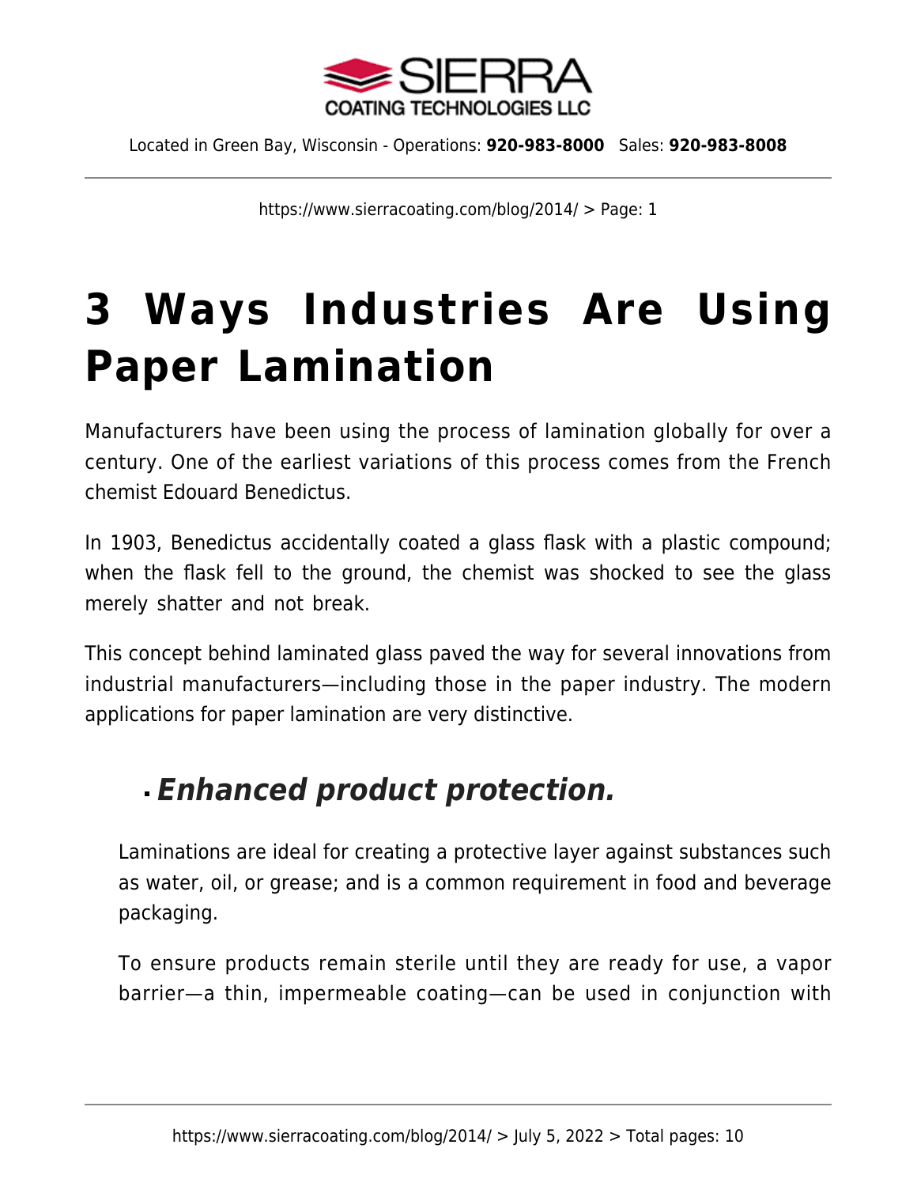# 3 Ways Industries Are Using Paper Lamination

Manufacturers have been using the process of lamination globally for over a century. One of the earliest variations of this process comes from the French chemist Edouard Benedictus.

In 1903, Benedictus accidentally coated a glass flask with a plastic compound; when the flask fell to the ground, the chemist was shocked to see the glass merely shatter and not break.

This concept behind laminated glass paved the way for several innovations from industrial manufacturers—including those in the paper industry. The modern applications for paper lamination are very distinctive.

- ***Enhanced product protection.***

  Laminations are ideal for creating a protective layer against substances such as water, oil, or grease; and is a common requirement in food and beverage packaging.

  To ensure products remain sterile until they are ready for use, a vapor barrier—a thin, impermeable coating—can be used in conjunction with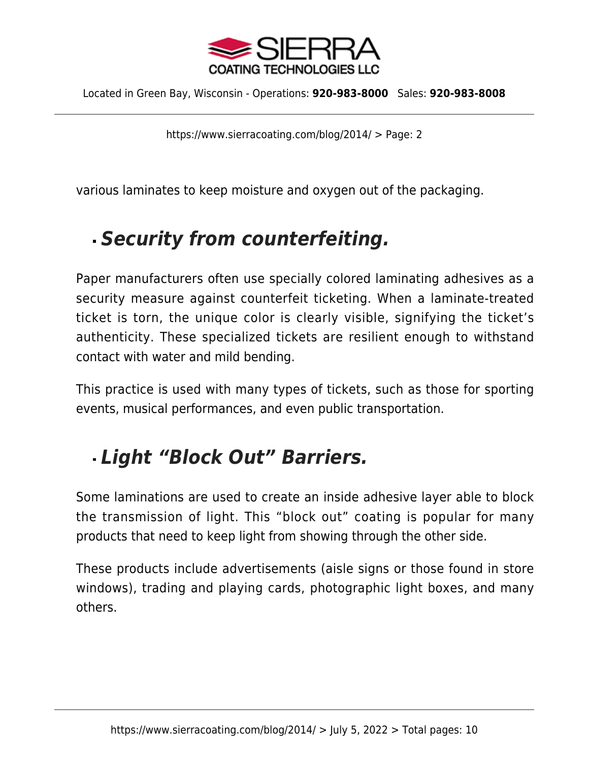various laminates to keep moisture and oxygen out of the packaging.

- ***Security from counterfeiting.***

Paper manufacturers often use specially colored laminating adhesives as a security measure against counterfeit ticketing. When a laminate-treated ticket is torn, the unique color is clearly visible, signifying the ticket's authenticity. These specialized tickets are resilient enough to withstand contact with water and mild bending.

This practice is used with many types of tickets, such as those for sporting events, musical performances, and even public transportation.

- ***Light "Block Out" Barriers.***

Some laminations are used to create an inside adhesive layer able to block the transmission of light. This "block out" coating is popular for many products that need to keep light from showing through the other side.

These products include advertisements (aisle signs or those found in store windows), trading and playing cards, photographic light boxes, and many others.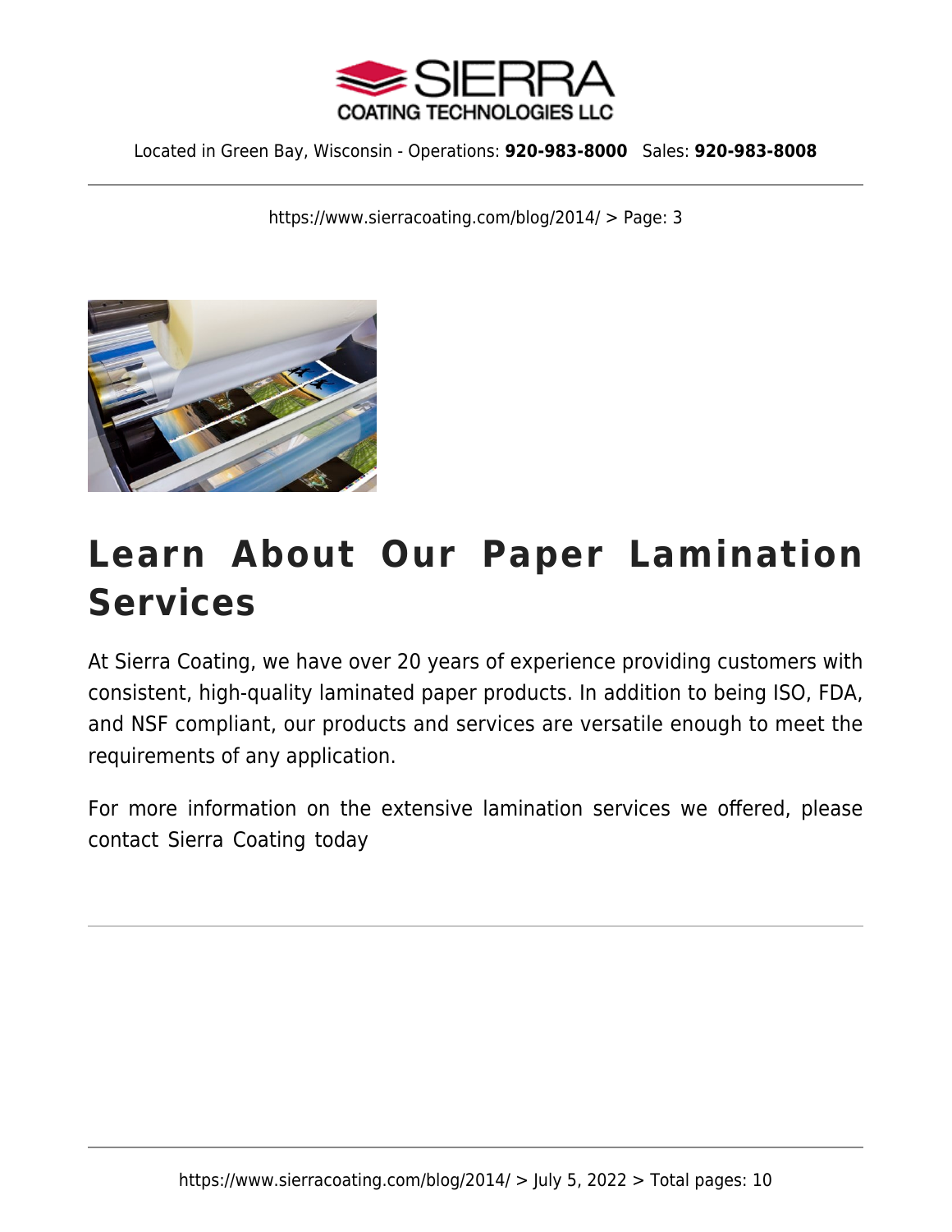# Learn About Our Paper Lamination Services

At Sierra Coating, we have over 20 years of experience providing customers with consistent, high-quality laminated paper products. In addition to being ISO, FDA, and NSF compliant, our products and services are versatile enough to meet the requirements of any application.

For more information on the extensive lamination services we offered, please contact Sierra Coating today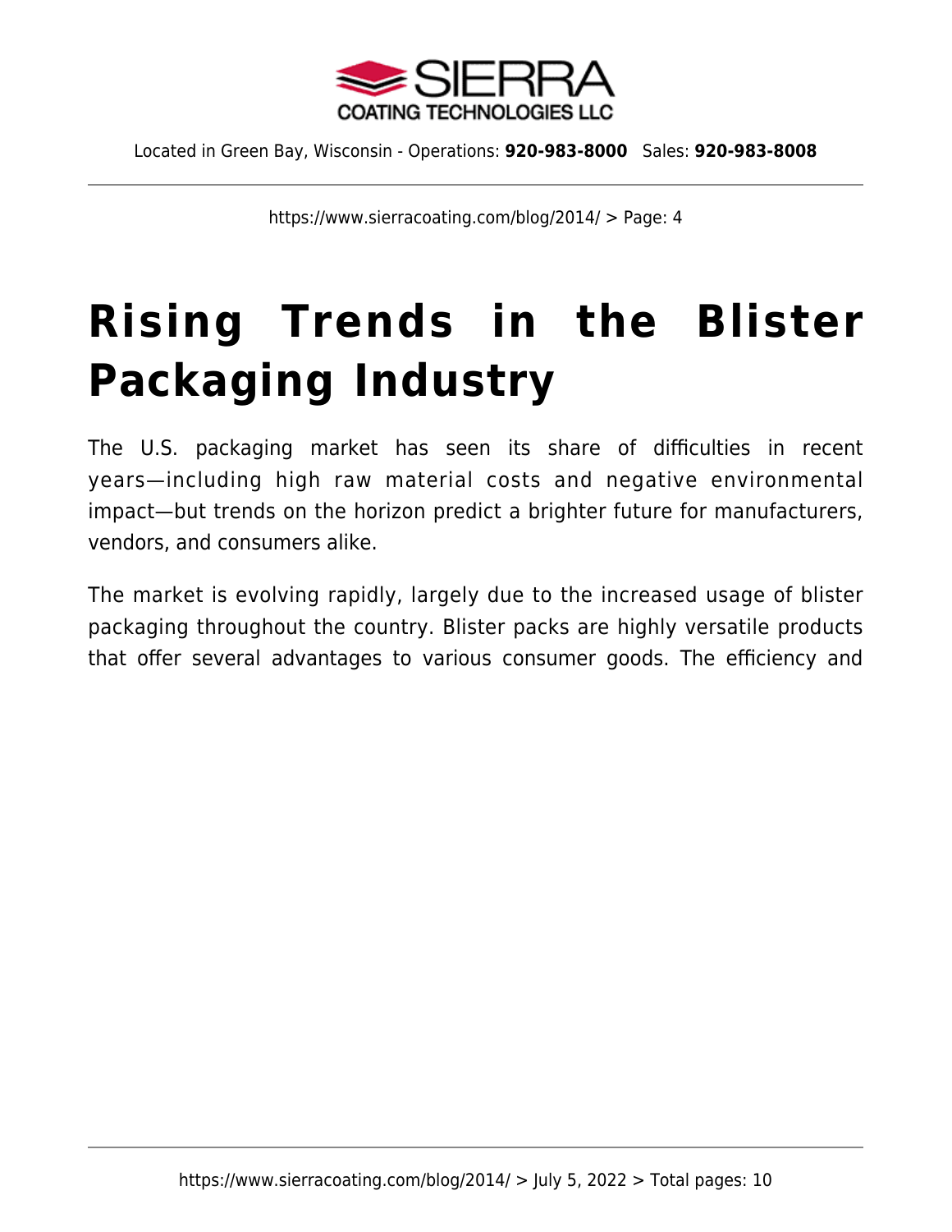# Rising Trends in the Blister Packaging Industry

The U.S. packaging market has seen its share of difficulties in recent years—including high raw material costs and negative environmental impact—but trends on the horizon predict a brighter future for manufacturers, vendors, and consumers alike.

The market is evolving rapidly, largely due to the increased usage of blister packaging throughout the country. Blister packs are highly versatile products that offer several advantages to various consumer goods. The efficiency and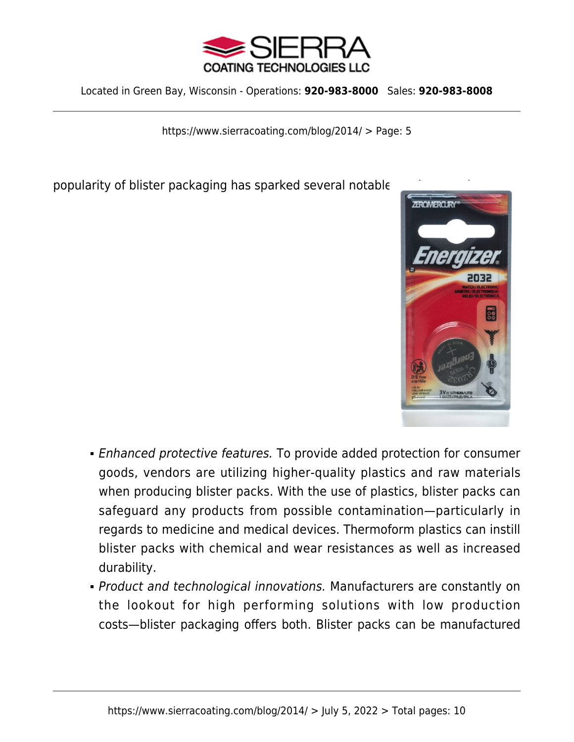popularity of blister packaging has sparked several notable

- *Enhanced protective features.* To provide added protection for consumer goods, vendors are utilizing higher-quality plastics and raw materials when producing blister packs. With the use of plastics, blister packs can safeguard any products from possible contamination—particularly in regards to medicine and medical devices. Thermoform plastics can instill blister packs with chemical and wear resistances as well as increased durability.
- *Product and technological innovations.* Manufacturers are constantly on the lookout for high performing solutions with low production costs—blister packaging offers both. Blister packs can be manufactured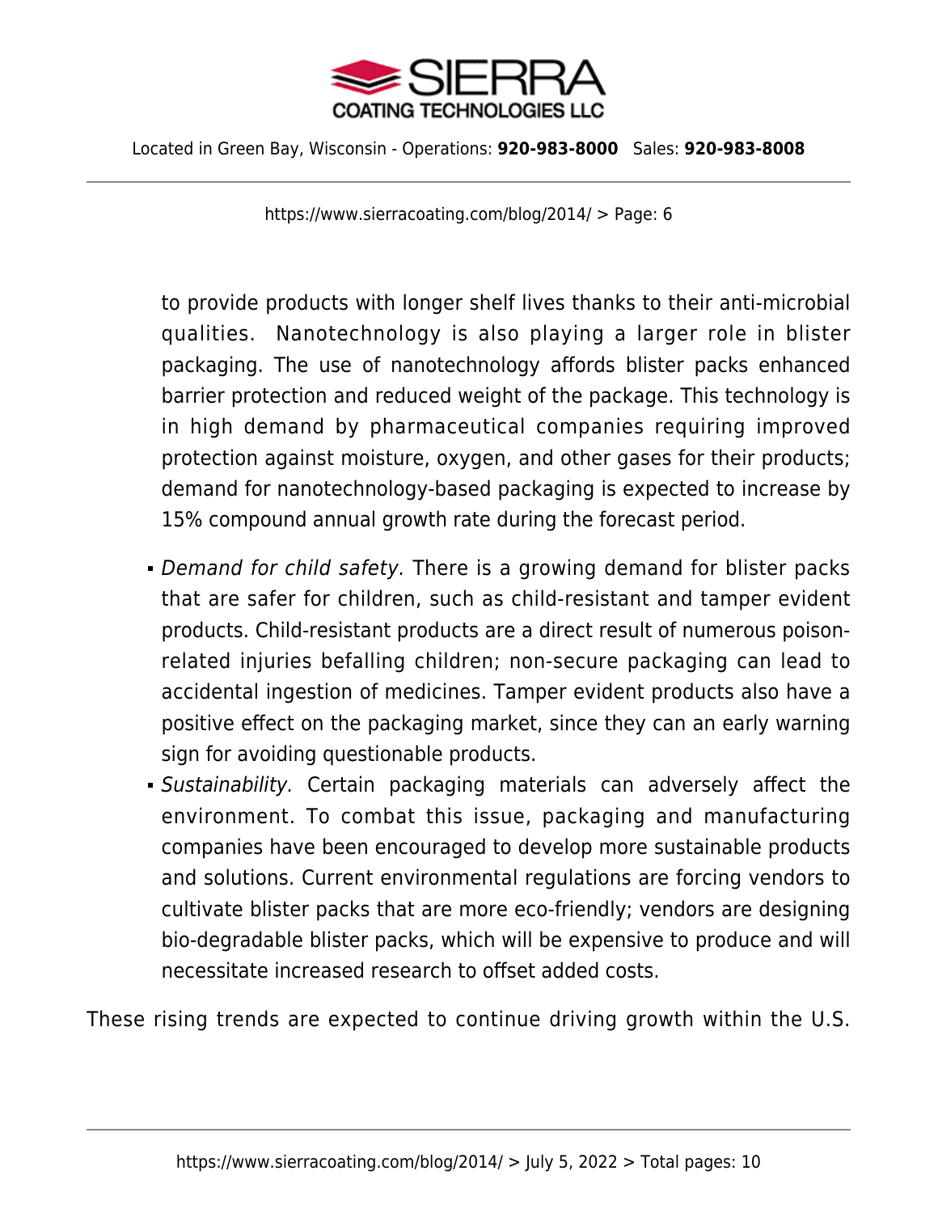to provide products with longer shelf lives thanks to their anti-microbial qualities.  Nanotechnology is also playing a larger role in blister packaging. The use of nanotechnology affords blister packs enhanced barrier protection and reduced weight of the package. This technology is in high demand by pharmaceutical companies requiring improved protection against moisture, oxygen, and other gases for their products; demand for nanotechnology-based packaging is expected to increase by 15% compound annual growth rate during the forecast period.

- *Demand for child safety.* There is a growing demand for blister packs that are safer for children, such as child-resistant and tamper evident products. Child-resistant products are a direct result of numerous poison-related injuries befalling children; non-secure packaging can lead to accidental ingestion of medicines. Tamper evident products also have a positive effect on the packaging market, since they can an early warning sign for avoiding questionable products.
- *Sustainability.* Certain packaging materials can adversely affect the environment. To combat this issue, packaging and manufacturing companies have been encouraged to develop more sustainable products and solutions. Current environmental regulations are forcing vendors to cultivate blister packs that are more eco-friendly; vendors are designing bio-degradable blister packs, which will be expensive to produce and will necessitate increased research to offset added costs.

These rising trends are expected to continue driving growth within the U.S.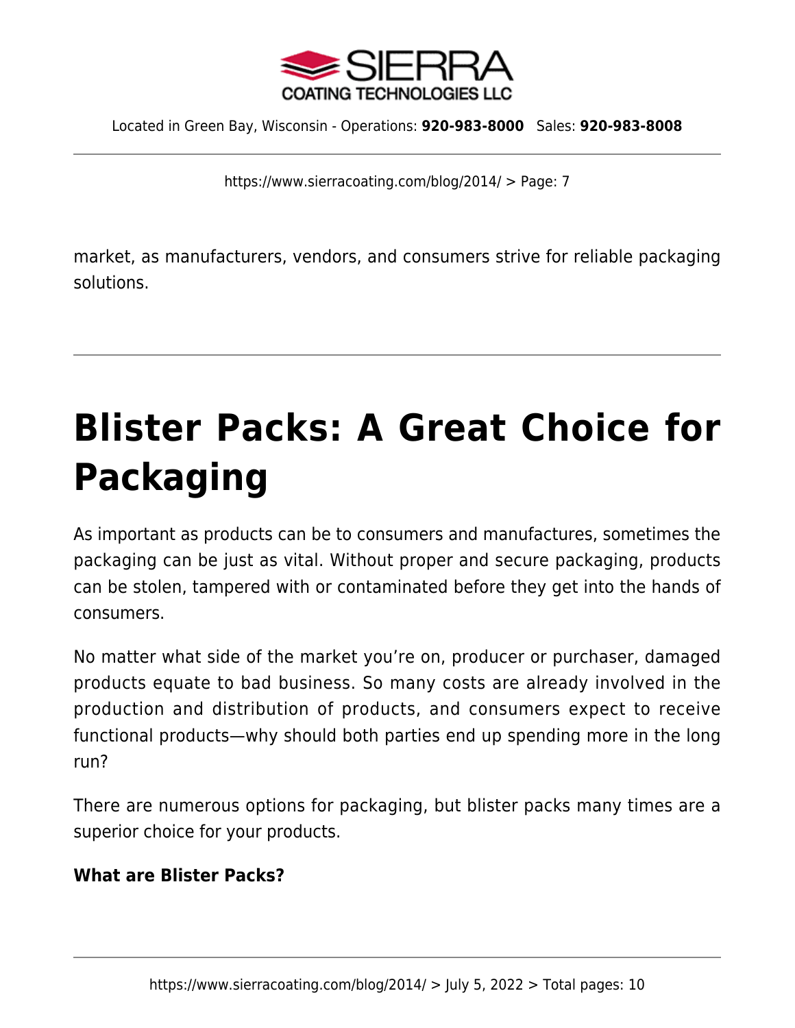market, as manufacturers, vendors, and consumers strive for reliable packaging solutions.

---

# Blister Packs: A Great Choice for Packaging

As important as products can be to consumers and manufactures, sometimes the packaging can be just as vital. Without proper and secure packaging, products can be stolen, tampered with or contaminated before they get into the hands of consumers.

No matter what side of the market you're on, producer or purchaser, damaged products equate to bad business. So many costs are already involved in the production and distribution of products, and consumers expect to receive functional products—why should both parties end up spending more in the long run?

There are numerous options for packaging, but blister packs many times are a superior choice for your products.

**What are Blister Packs?**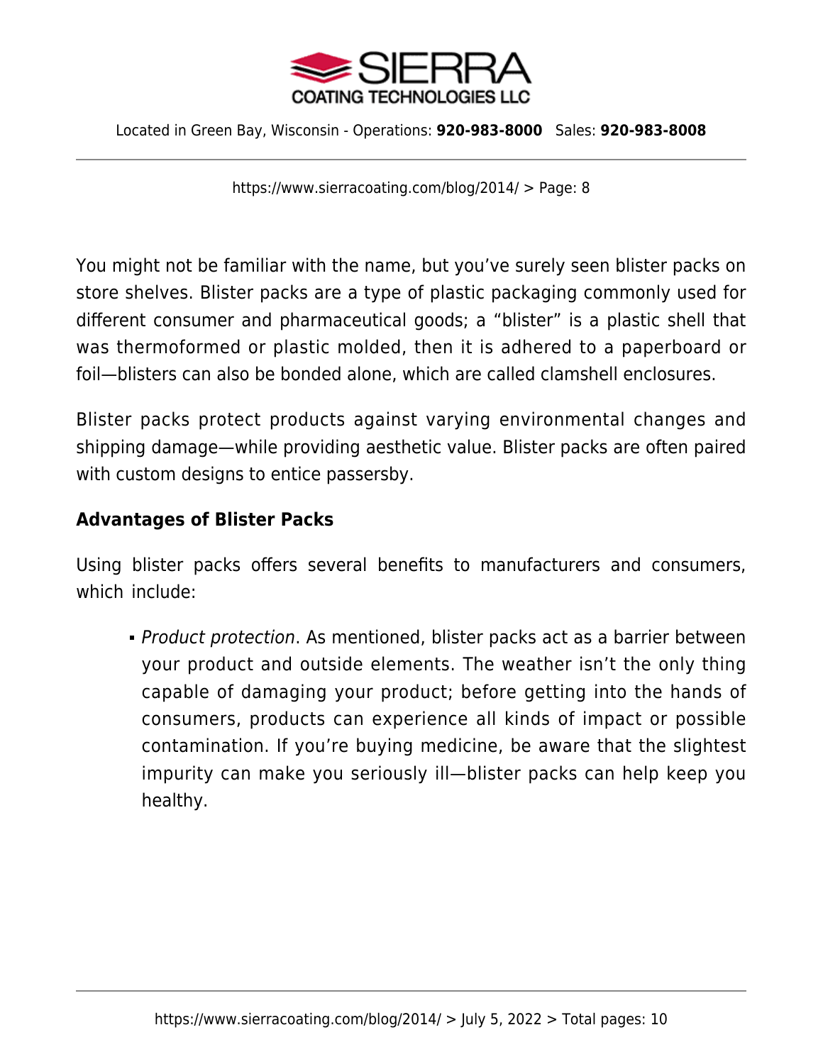You might not be familiar with the name, but you've surely seen blister packs on store shelves. Blister packs are a type of plastic packaging commonly used for different consumer and pharmaceutical goods; a "blister" is a plastic shell that was thermoformed or plastic molded, then it is adhered to a paperboard or foil—blisters can also be bonded alone, which are called clamshell enclosures.

Blister packs protect products against varying environmental changes and shipping damage—while providing aesthetic value. Blister packs are often paired with custom designs to entice passersby.

**Advantages of Blister Packs**

Using blister packs offers several benefits to manufacturers and consumers, which include:

- *Product protection*. As mentioned, blister packs act as a barrier between your product and outside elements. The weather isn't the only thing capable of damaging your product; before getting into the hands of consumers, products can experience all kinds of impact or possible contamination. If you're buying medicine, be aware that the slightest impurity can make you seriously ill—blister packs can help keep you healthy.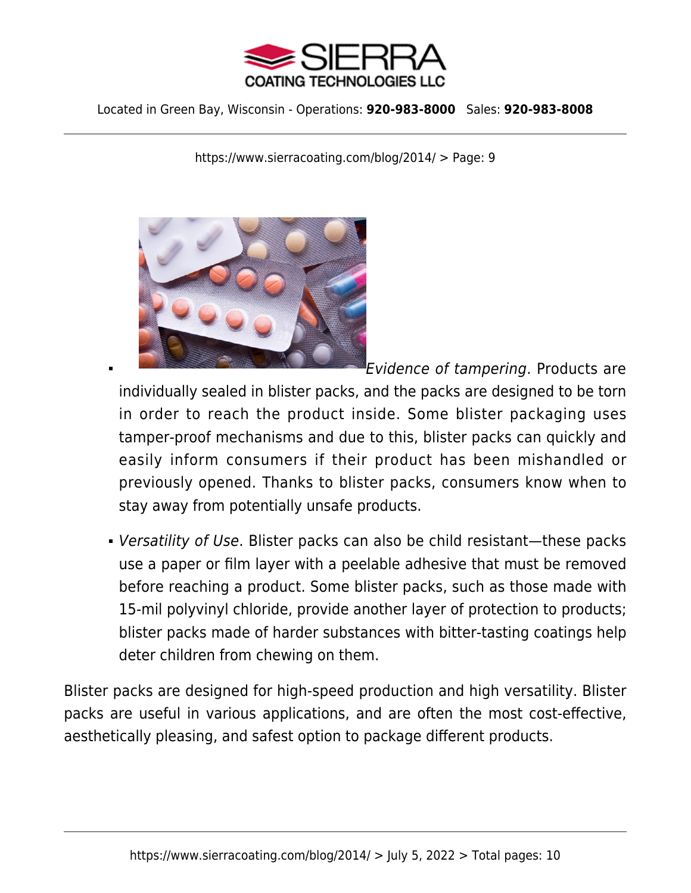- *Evidence of tampering*. Products are individually sealed in blister packs, and the packs are designed to be torn in order to reach the product inside. Some blister packaging uses tamper-proof mechanisms and due to this, blister packs can quickly and easily inform consumers if their product has been mishandled or previously opened. Thanks to blister packs, consumers know when to stay away from potentially unsafe products.
- *Versatility of Use*. Blister packs can also be child resistant—these packs use a paper or film layer with a peelable adhesive that must be removed before reaching a product. Some blister packs, such as those made with 15-mil polyvinyl chloride, provide another layer of protection to products; blister packs made of harder substances with bitter-tasting coatings help deter children from chewing on them.

Blister packs are designed for high-speed production and high versatility. Blister packs are useful in various applications, and are often the most cost-effective, aesthetically pleasing, and safest option to package different products.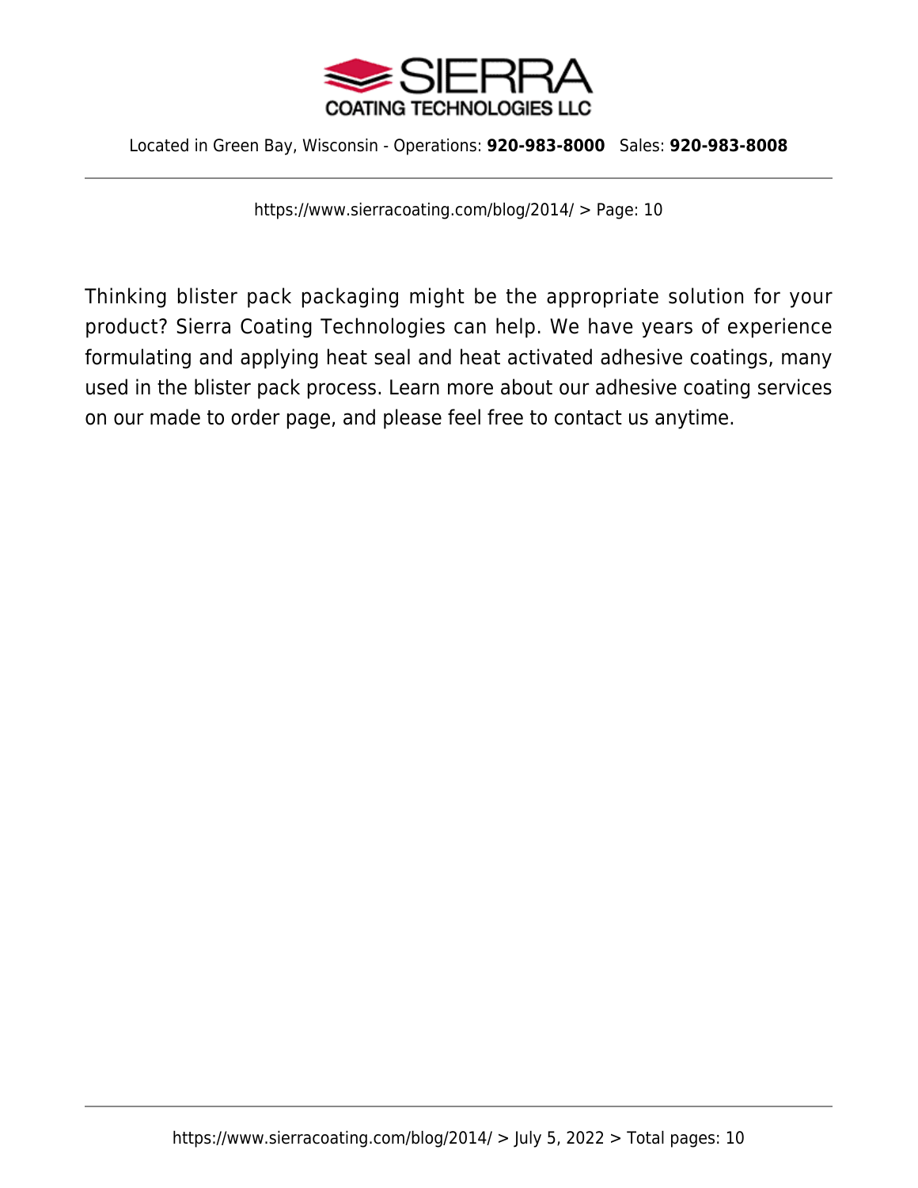Thinking blister pack packaging might be the appropriate solution for your product? Sierra Coating Technologies can help. We have years of experience formulating and applying heat seal and heat activated adhesive coatings, many used in the blister pack process. Learn more about our adhesive coating services on our made to order page, and please feel free to contact us anytime.